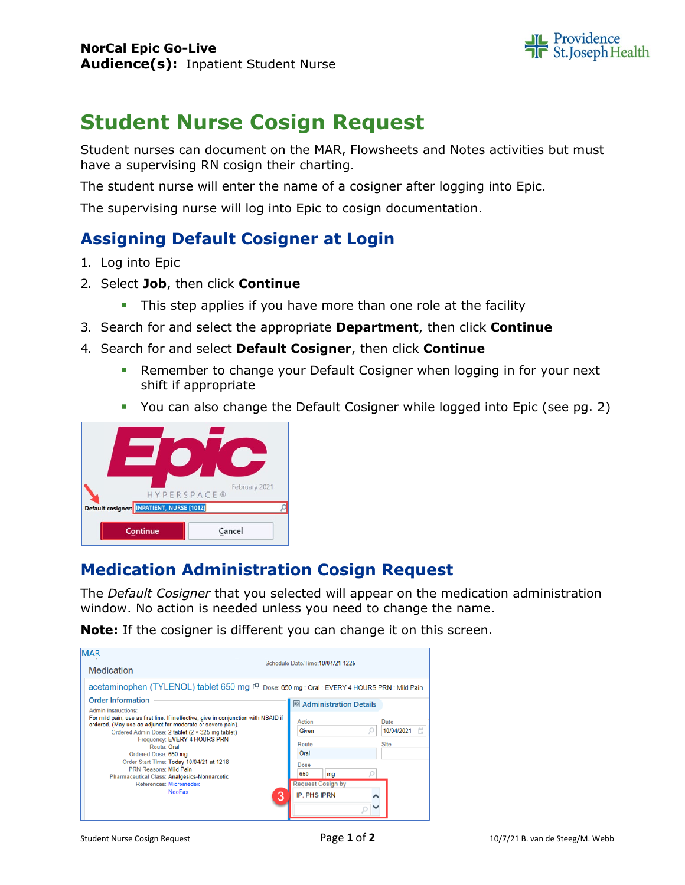**NorCal Epic Go-Live**
**Audience(s):** Inpatient Student Nurse

# Student Nurse Cosign Request

Student nurses can document on the MAR, Flowsheets and Notes activities but must have a supervising RN cosign their charting.

The student nurse will enter the name of a cosigner after logging into Epic.

The supervising nurse will log into Epic to cosign documentation.

## Assigning Default Cosigner at Login

1. Log into Epic
2. Select **Job**, then click **Continue**
   - This step applies if you have more than one role at the facility
3. Search for and select the appropriate **Department**, then click **Continue**
4. Search for and select **Default Cosigner**, then click **Continue**
   - Remember to change your Default Cosigner when logging in for your next shift if appropriate
   - You can also change the Default Cosigner while logged into Epic (see pg. 2)

## Medication Administration Cosign Request

The *Default Cosigner* that you selected will appear on the medication administration window. No action is needed unless you need to change the name.

**Note:** If the cosigner is different you can change it on this screen.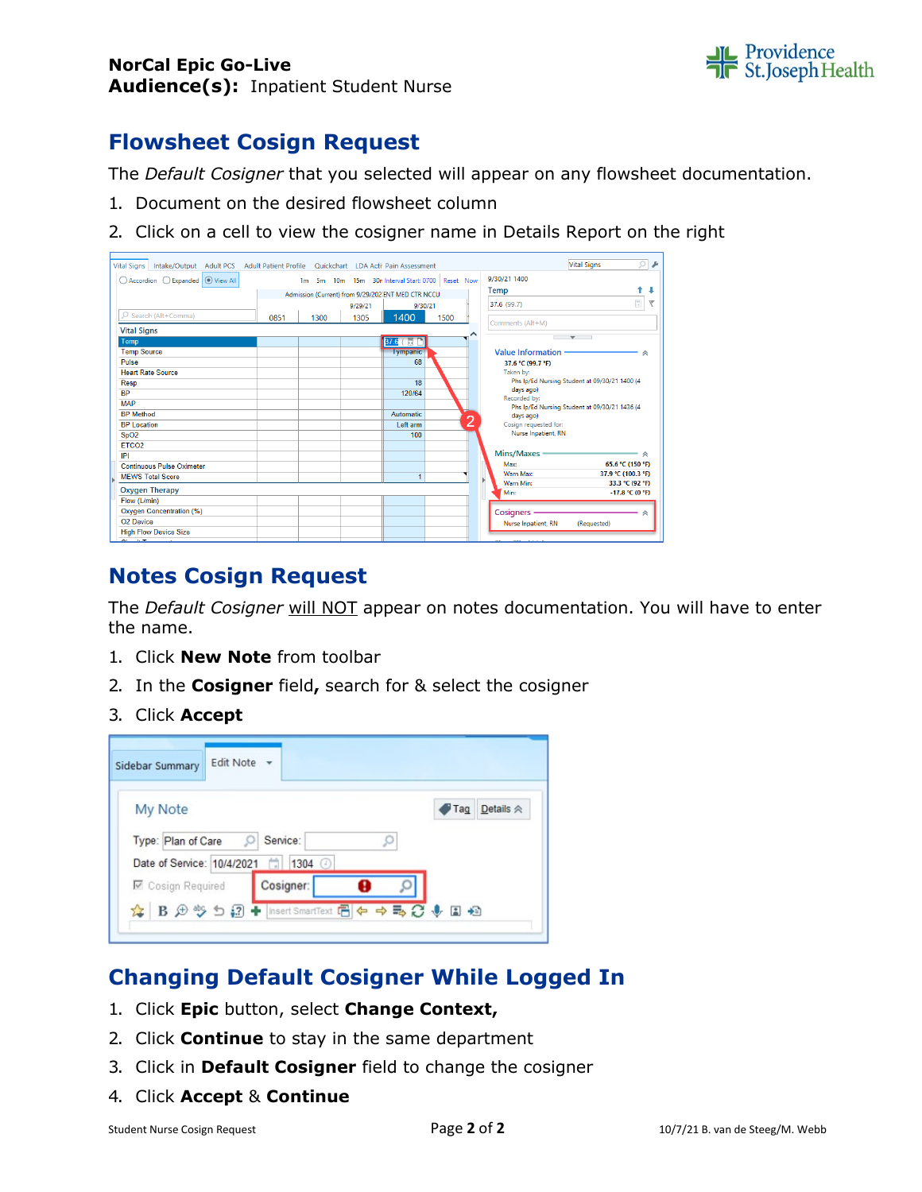**NorCal Epic Go-Live**
**Audience(s):** Inpatient Student Nurse

## Flowsheet Cosign Request

The *Default Cosigner* that you selected will appear on any flowsheet documentation.

1. Document on the desired flowsheet column
2. Click on a cell to view the cosigner name in Details Report on the right

## Notes Cosign Request

The *Default Cosigner* will NOT appear on notes documentation. You will have to enter the name.

1. Click **New Note** from toolbar
2. In the **Cosigner** field**,** search for & select the cosigner
3. Click **Accept**

## Changing Default Cosigner While Logged In

1. Click **Epic** button, select **Change Context,**
2. Click **Continue** to stay in the same department
3. Click in **Default Cosigner** field to change the cosigner
4. Click **Accept** & **Continue**

Student Nurse Cosign Request

10/7/21 B. van de Steeg/M. Webb